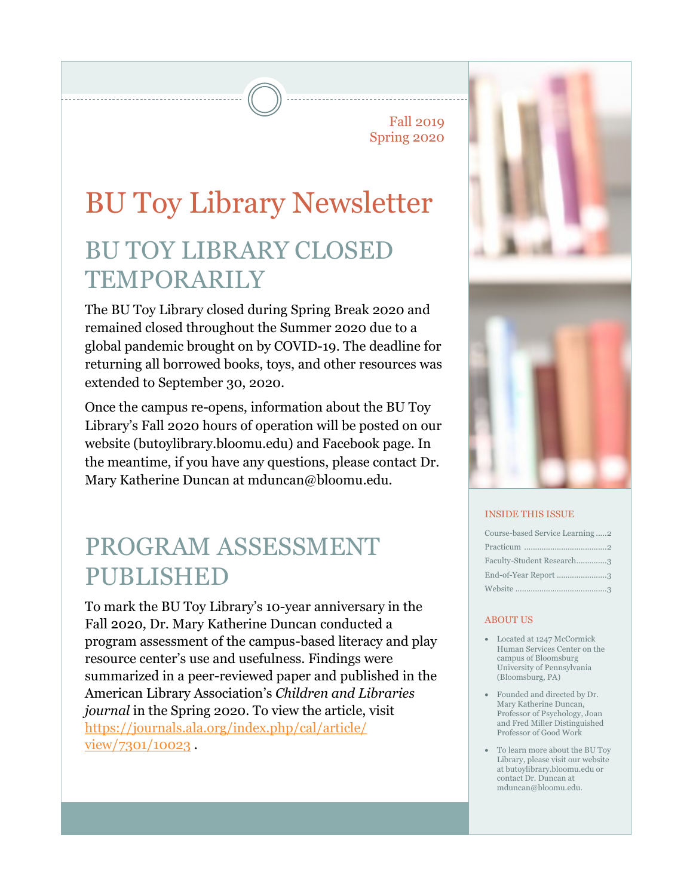Fall 2019
Spring 2020

# BU Toy Library Newsletter

## BU TOY LIBRARY CLOSED TEMPORARILY

The BU Toy Library closed during Spring Break 2020 and remained closed throughout the Summer 2020 due to a global pandemic brought on by COVID-19. The deadline for returning all borrowed books, toys, and other resources was extended to September 30, 2020.

Once the campus re-opens, information about the BU Toy Library's Fall 2020 hours of operation will be posted on our website (butoylibrary.bloomu.edu) and Facebook page. In the meantime, if you have any questions, please contact Dr. Mary Katherine Duncan at mduncan@bloomu.edu.

## PROGRAM ASSESSMENT PUBLISHED

To mark the BU Toy Library's 10-year anniversary in the Fall 2020, Dr. Mary Katherine Duncan conducted a program assessment of the campus-based literacy and play resource center's use and usefulness. Findings were summarized in a peer-reviewed paper and published in the American Library Association's *Children and Libraries journal* in the Spring 2020. To view the article, visit https://journals.ala.org/index.php/cal/article/view/7301/10023 .

### INSIDE THIS ISSUE

| | |
|---|---|
| Course-based Service Learning | 2 |
| Practicum | 2 |
| Faculty-Student Research | 3 |
| End-of-Year Report | 3 |
| Website | 3 |

### ABOUT US

- Located at 1247 McCormick Human Services Center on the campus of Bloomsburg University of Pennsylvania (Bloomsburg, PA)
- Founded and directed by Dr. Mary Katherine Duncan, Professor of Psychology, Joan and Fred Miller Distinguished Professor of Good Work
- To learn more about the BU Toy Library, please visit our website at butoylibrary.bloomu.edu or contact Dr. Duncan at mduncan@bloomu.edu.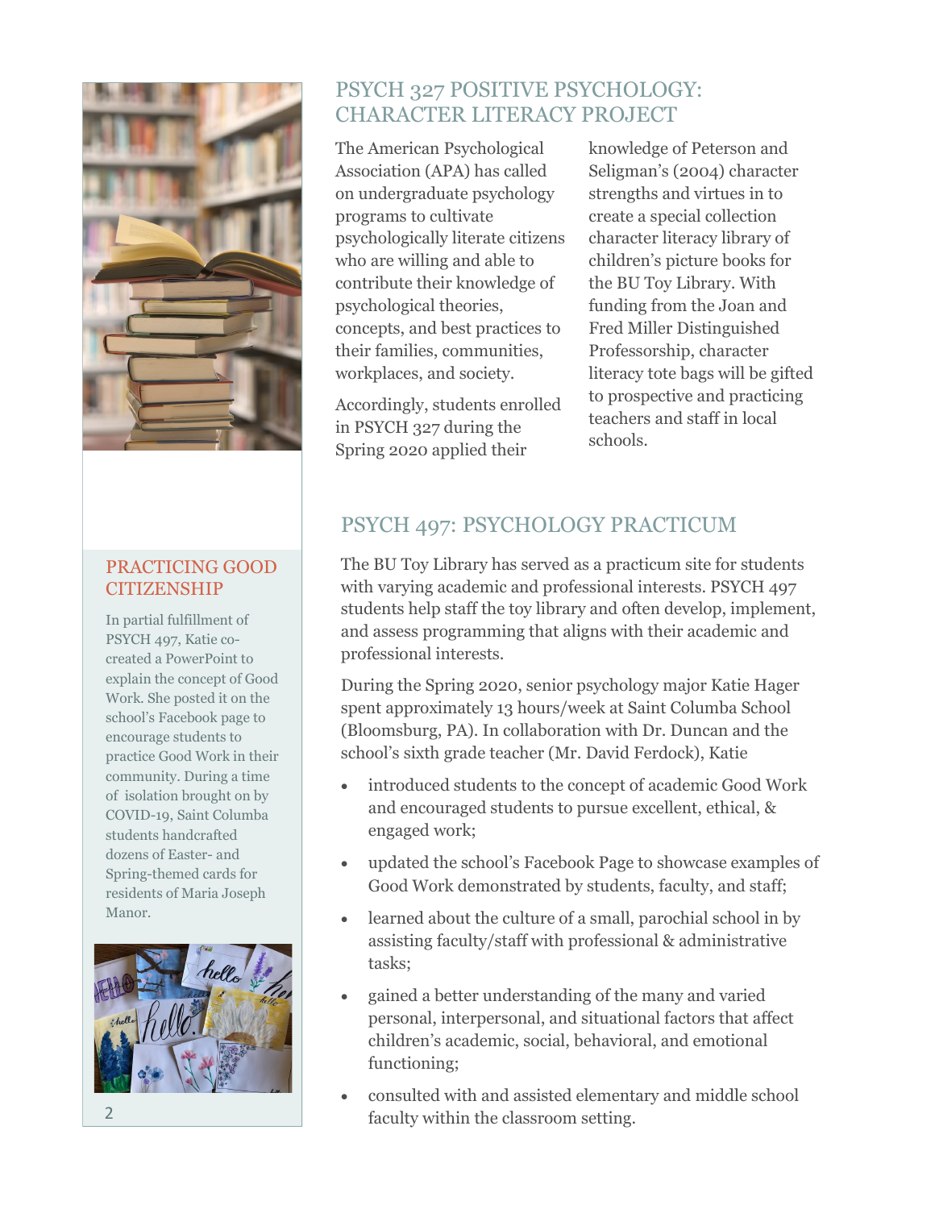## PSYCH 327 POSITIVE PSYCHOLOGY: CHARACTER LITERACY PROJECT

The American Psychological Association (APA) has called on undergraduate psychology programs to cultivate psychologically literate citizens who are willing and able to contribute their knowledge of psychological theories, concepts, and best practices to their families, communities, workplaces, and society.

Accordingly, students enrolled in PSYCH 327 during the Spring 2020 applied their knowledge of Peterson and Seligman's (2004) character strengths and virtues in to create a special collection character literacy library of children's picture books for the BU Toy Library. With funding from the Joan and Fred Miller Distinguished Professorship, character literacy tote bags will be gifted to prospective and practicing teachers and staff in local schools.

## PSYCH 497: PSYCHOLOGY PRACTICUM

The BU Toy Library has served as a practicum site for students with varying academic and professional interests. PSYCH 497 students help staff the toy library and often develop, implement, and assess programming that aligns with their academic and professional interests.

During the Spring 2020, senior psychology major Katie Hager spent approximately 13 hours/week at Saint Columba School (Bloomsburg, PA). In collaboration with Dr. Duncan and the school's sixth grade teacher (Mr. David Ferdock), Katie

- introduced students to the concept of academic Good Work and encouraged students to pursue excellent, ethical, & engaged work;
- updated the school's Facebook Page to showcase examples of Good Work demonstrated by students, faculty, and staff;
- learned about the culture of a small, parochial school in by assisting faculty/staff with professional & administrative tasks;
- gained a better understanding of the many and varied personal, interpersonal, and situational factors that affect children's academic, social, behavioral, and emotional functioning;
- consulted with and assisted elementary and middle school faculty within the classroom setting.

## PRACTICING GOOD CITIZENSHIP

In partial fulfillment of PSYCH 497, Katie co-created a PowerPoint to explain the concept of Good Work. She posted it on the school's Facebook page to encourage students to practice Good Work in their community. During a time of isolation brought on by COVID-19, Saint Columba students handcrafted dozens of Easter- and Spring-themed cards for residents of Maria Joseph Manor.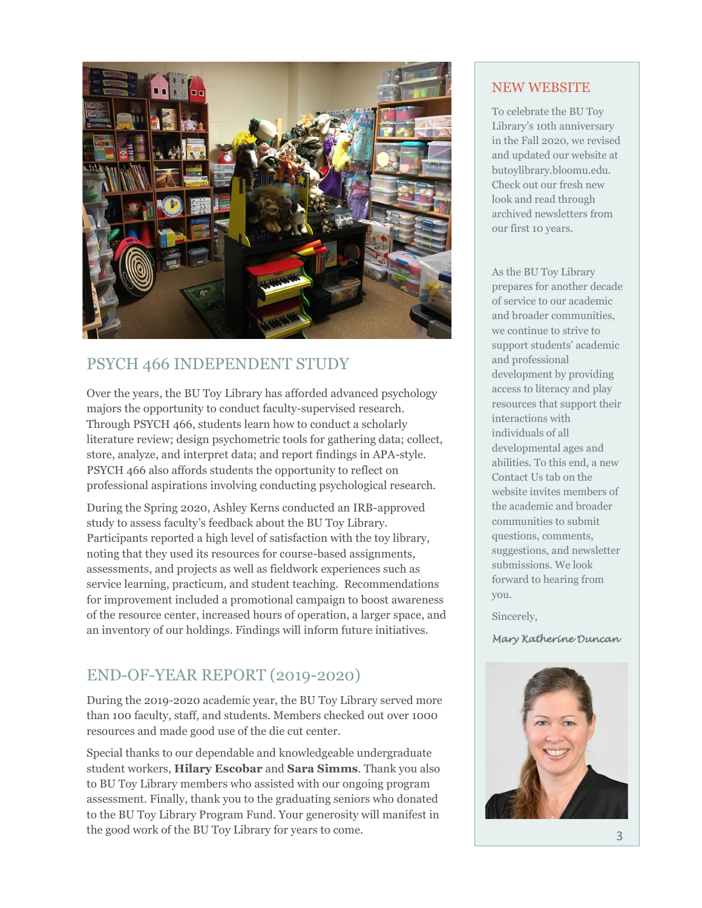## PSYCH 466 INDEPENDENT STUDY

Over the years, the BU Toy Library has afforded advanced psychology majors the opportunity to conduct faculty-supervised research. Through PSYCH 466, students learn how to conduct a scholarly literature review; design psychometric tools for gathering data; collect, store, analyze, and interpret data; and report findings in APA-style. PSYCH 466 also affords students the opportunity to reflect on professional aspirations involving conducting psychological research.

During the Spring 2020, Ashley Kerns conducted an IRB-approved study to assess faculty's feedback about the BU Toy Library. Participants reported a high level of satisfaction with the toy library, noting that they used its resources for course-based assignments, assessments, and projects as well as fieldwork experiences such as service learning, practicum, and student teaching. Recommendations for improvement included a promotional campaign to boost awareness of the resource center, increased hours of operation, a larger space, and an inventory of our holdings. Findings will inform future initiatives.

## END-OF-YEAR REPORT (2019-2020)

During the 2019-2020 academic year, the BU Toy Library served more than 100 faculty, staff, and students. Members checked out over 1000 resources and made good use of the die cut center.

Special thanks to our dependable and knowledgeable undergraduate student workers, **Hilary Escobar** and **Sara Simms**. Thank you also to BU Toy Library members who assisted with our ongoing program assessment. Finally, thank you to the graduating seniors who donated to the BU Toy Library Program Fund. Your generosity will manifest in the good work of the BU Toy Library for years to come.

## NEW WEBSITE

To celebrate the BU Toy Library's 10th anniversary in the Fall 2020, we revised and updated our website at butoylibrary.bloomu.edu. Check out our fresh new look and read through archived newsletters from our first 10 years.

As the BU Toy Library prepares for another decade of service to our academic and broader communities, we continue to strive to support students' academic and professional development by providing access to literacy and play resources that support their interactions with individuals of all developmental ages and abilities. To this end, a new Contact Us tab on the website invites members of the academic and broader communities to submit questions, comments, suggestions, and newsletter submissions. We look forward to hearing from you.

Sincerely,

*Mary Katherine Duncan*